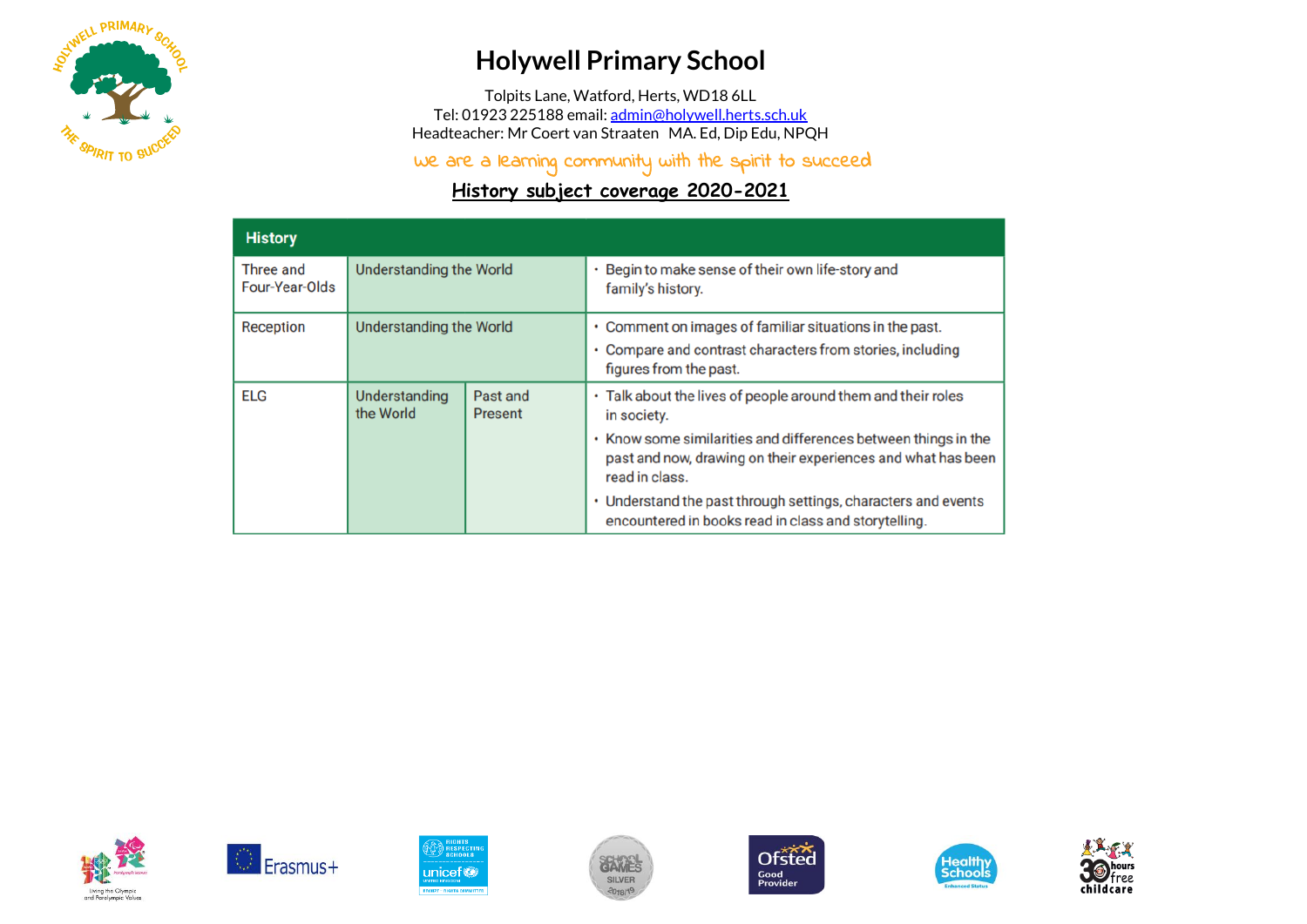# Holywell Primary School

Tolpits Lane, Watford, Herts, WD18 6LL
Tel: 01923 225188 email: admin@holywell.herts.sch.uk
Headteacher: Mr Coert van Straaten MA. Ed, Dip Edu, NPQH

we are a learning community with the spirit to succeed

## History subject coverage 2020-2021

| History | | | |
|---|---|---|---|
| Three and Four-Year-Olds | Understanding the World | | • Begin to make sense of their own life-story and family's history. |
| Reception | Understanding the World | | • Comment on images of familiar situations in the past.<br>• Compare and contrast characters from stories, including figures from the past. |
| ELG | Understanding the World | Past and Present | • Talk about the lives of people around them and their roles in society.<br>• Know some similarities and differences between things in the past and now, drawing on their experiences and what has been read in class.<br>• Understand the past through settings, characters and events encountered in books read in class and storytelling. |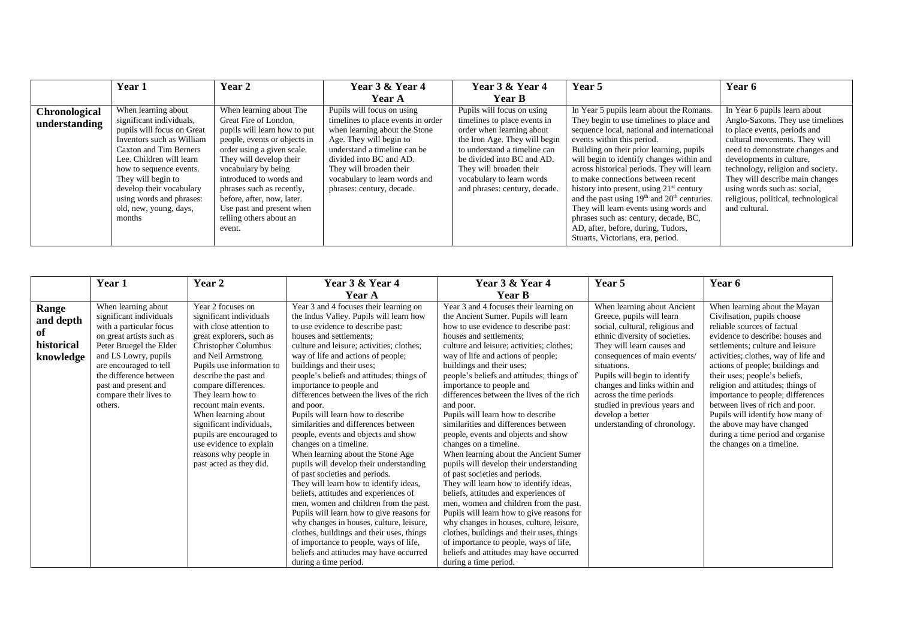| | Year 1 | Year 2 | Year 3 & Year 4 Year A | Year 3 & Year 4 Year B | Year 5 | Year 6 |
|---|---|---|---|---|---|---|
| **Chronological understanding** | When learning about significant individuals, pupils will focus on Great Inventors such as William Caxton and Tim Berners Lee. Children will learn how to sequence events. They will begin to develop their vocabulary using words and phrases: old, new, young, days, months | When learning about The Great Fire of London, pupils will learn how to put people, events or objects in order using a given scale. They will develop their vocabulary by being introduced to words and phrases such as recently, before, after, now, later. Use past and present when telling others about an event. | Pupils will focus on using timelines to place events in order when learning about the Stone Age. They will begin to understand a timeline can be divided into BC and AD. They will broaden their vocabulary to learn words and phrases: century, decade. | Pupils will focus on using timelines to place events in order when learning about the Iron Age. They will begin to understand a timeline can be divided into BC and AD. They will broaden their vocabulary to learn words and phrases: century, decade. | In Year 5 pupils learn about the Romans. They begin to use timelines to place and sequence local, national and international events within this period. Building on their prior learning, pupils will begin to identify changes within and across historical periods. They will learn to make connections between recent history into present, using 21st century and the past using 19th and 20th centuries. They will learn events using words and phrases such as: century, decade, BC, AD, after, before, during, Tudors, Stuarts, Victorians, era, period. | In Year 6 pupils learn about Anglo-Saxons. They use timelines to place events, periods and cultural movements. They will need to demonstrate changes and developments in culture, technology, religion and society. They will describe main changes using words such as: social, religious, political, technological and cultural. |

| | Year 1 | Year 2 | Year 3 & Year 4 Year A | Year 3 & Year 4 Year B | Year 5 | Year 6 |
|---|---|---|---|---|---|---|
| **Range and depth of historical knowledge** | When learning about significant individuals with a particular focus on great artists such as Peter Bruegel the Elder and LS Lowry, pupils are encouraged to tell the difference between past and present and compare their lives to others. | Year 2 focuses on significant individuals with close attention to great explorers, such as Christopher Columbus and Neil Armstrong. Pupils use information to describe the past and compare differences. They learn how to recount main events. When learning about significant individuals, pupils are encouraged to use evidence to explain reasons why people in past acted as they did. | Year 3 and 4 focuses their learning on the Indus Valley. Pupils will learn how to use evidence to describe past: houses and settlements; culture and leisure; activities; clothes; way of life and actions of people; buildings and their uses; people's beliefs and attitudes; things of importance to people and differences between the lives of the rich and poor. Pupils will learn how to describe similarities and differences between people, events and objects and show changes on a timeline. When learning about the Stone Age pupils will develop their understanding of past societies and periods. They will learn how to identify ideas, beliefs, attitudes and experiences of men, women and children from the past. Pupils will learn how to give reasons for why changes in houses, culture, leisure, clothes, buildings and their uses, things of importance to people, ways of life, beliefs and attitudes may have occurred during a time period. | Year 3 and 4 focuses their learning on the Ancient Sumer. Pupils will learn how to use evidence to describe past: houses and settlements; culture and leisure; activities; clothes; way of life and actions of people; buildings and their uses; people's beliefs and attitudes; things of importance to people and differences between the lives of the rich and poor. Pupils will learn how to describe similarities and differences between people, events and objects and show changes on a timeline. When learning about the Ancient Sumer pupils will develop their understanding of past societies and periods. They will learn how to identify ideas, beliefs, attitudes and experiences of men, women and children from the past. Pupils will learn how to give reasons for why changes in houses, culture, leisure, clothes, buildings and their uses, things of importance to people, ways of life, beliefs and attitudes may have occurred during a time period. | When learning about Ancient Greece, pupils will learn social, cultural, religious and ethnic diversity of societies. They will learn causes and consequences of main events/ situations. Pupils will begin to identify changes and links within and across the time periods studied in previous years and develop a better understanding of chronology. | When learning about the Mayan Civilisation, pupils choose reliable sources of factual evidence to describe: houses and settlements; culture and leisure activities; clothes, way of life and actions of people; buildings and their uses; people's beliefs, religion and attitudes; things of importance to people; differences between lives of rich and poor. Pupils will identify how many of the above may have changed during a time period and organise the changes on a timeline. |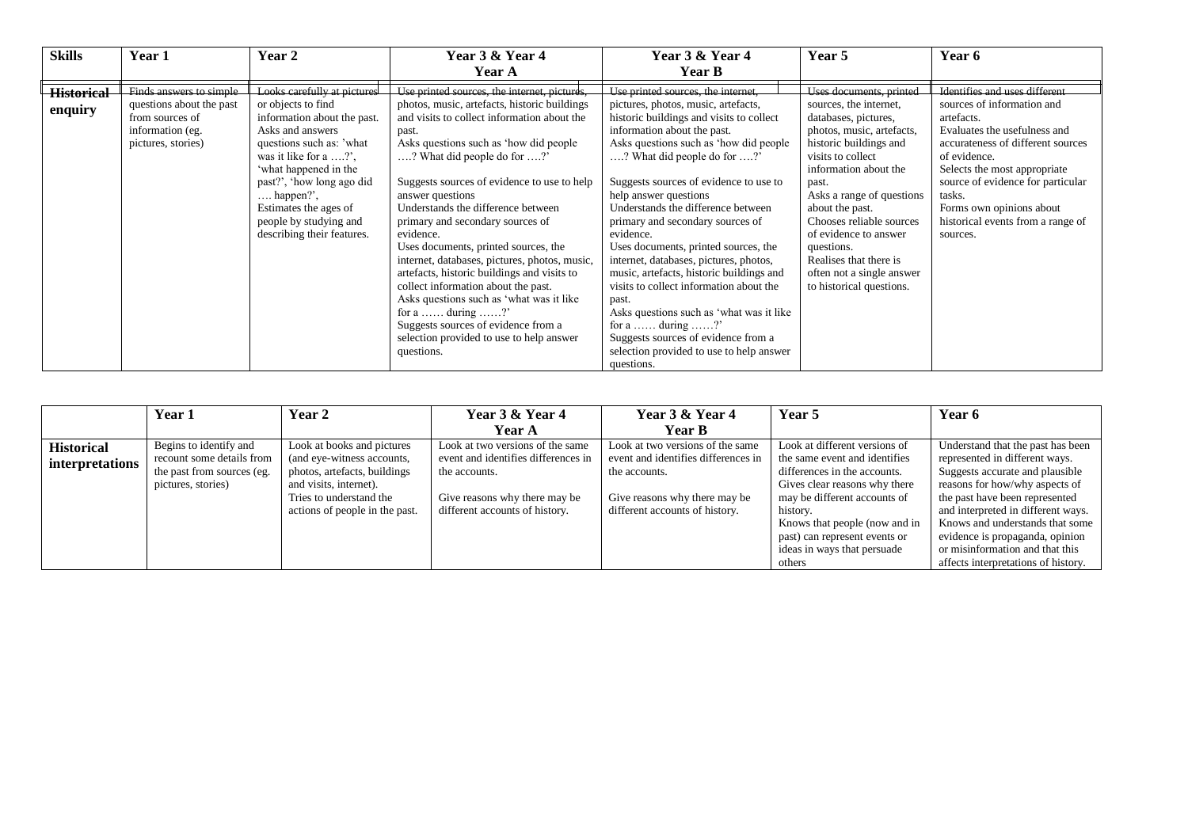| Skills | Year 1 | Year 2 | Year 3 & Year 4 Year A | Year 3 & Year 4 Year B | Year 5 | Year 6 |
|---|---|---|---|---|---|---|
| **Historical enquiry** | Finds answers to simple questions about the past from sources of information (eg. pictures, stories) | Looks carefully at pictures or objects to find information about the past. Asks and answers questions such as: 'what was it like for a ….?', 'what happened in the past?', 'how long ago did …. happen?', Estimates the ages of people by studying and describing their features. | Use printed sources, the internet, pictures, photos, music, artefacts, historic buildings and visits to collect information about the past. Asks questions such as 'how did people ….? What did people do for ….?' Suggests sources of evidence to use to help answer questions Understands the difference between primary and secondary sources of evidence. Uses documents, printed sources, the internet, databases, pictures, photos, music, artefacts, historic buildings and visits to collect information about the past. Asks questions such as 'what was it like for a …… during ……?' Suggests sources of evidence from a selection provided to use to help answer questions. | Use printed sources, the internet, pictures, photos, music, artefacts, historic buildings and visits to collect information about the past. Asks questions such as 'how did people ….? What did people do for ….?' Suggests sources of evidence to use to help answer questions Understands the difference between primary and secondary sources of evidence. Uses documents, printed sources, the internet, databases, pictures, photos, music, artefacts, historic buildings and visits to collect information about the past. Asks questions such as 'what was it like for a …… during ……?' Suggests sources of evidence from a selection provided to use to help answer questions. | Uses documents, printed sources, the internet, databases, pictures, photos, music, artefacts, historic buildings and visits to collect information about the past. Asks a range of questions about the past. Chooses reliable sources of evidence to answer questions. Realises that there is often not a single answer to historical questions. | Identifies and uses different sources of information and artefacts. Evaluates the usefulness and accurateness of different sources of evidence. Selects the most appropriate source of evidence for particular tasks. Forms own opinions about historical events from a range of sources. |

| | Year 1 | Year 2 | Year 3 & Year 4 Year A | Year 3 & Year 4 Year B | Year 5 | Year 6 |
|---|---|---|---|---|---|---|
| **Historical interpretations** | Begins to identify and recount some details from the past from sources (eg. pictures, stories) | Look at books and pictures (and eye-witness accounts, photos, artefacts, buildings and visits, internet). Tries to understand the actions of people in the past. | Look at two versions of the same event and identifies differences in the accounts. Give reasons why there may be different accounts of history. | Look at two versions of the same event and identifies differences in the accounts. Give reasons why there may be different accounts of history. | Look at different versions of the same event and identifies differences in the accounts. Gives clear reasons why there may be different accounts of history. Knows that people (now and in past) can represent events or ideas in ways that persuade others | Understand that the past has been represented in different ways. Suggests accurate and plausible reasons for how/why aspects of the past have been represented and interpreted in different ways. Knows and understands that some evidence is propaganda, opinion or misinformation and that this affects interpretations of history. |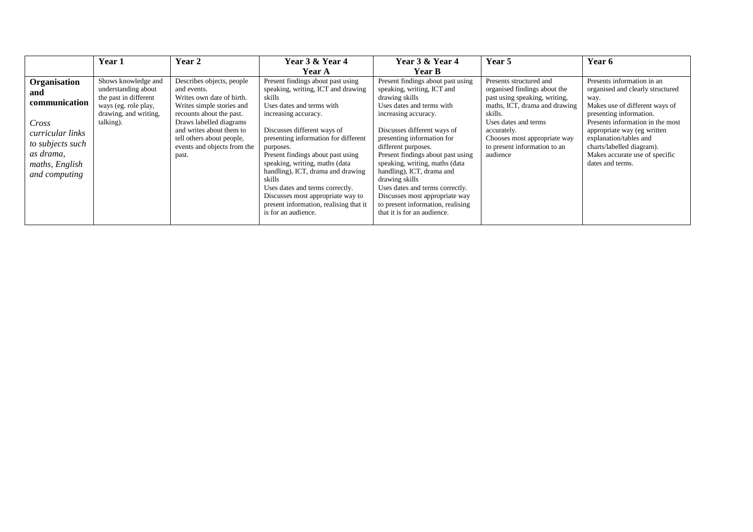| | Year 1 | Year 2 | Year 3 & Year 4 Year A | Year 3 & Year 4 Year B | Year 5 | Year 6 |
|---|---|---|---|---|---|---|
| **Organisation and communication**<br><br>*Cross curricular links to subjects such as drama, maths, English and computing* | Shows knowledge and understanding about the past in different ways (eg. role play, drawing, and writing, talking). | Describes objects, people and events.<br>Writes own date of birth.<br>Writes simple stories and recounts about the past.<br>Draws labelled diagrams and writes about them to tell others about people, events and objects from the past. | Present findings about past using speaking, writing, ICT and drawing skills<br>Uses dates and terms with increasing accuracy.<br><br>Discusses different ways of presenting information for different purposes.<br>Present findings about past using speaking, writing, maths (data handling), ICT, drama and drawing skills<br>Uses dates and terms correctly.<br>Discusses most appropriate way to present information, realising that it is for an audience. | Present findings about past using speaking, writing, ICT and drawing skills<br>Uses dates and terms with increasing accuracy.<br><br>Discusses different ways of presenting information for different purposes.<br>Present findings about past using speaking, writing, maths (data handling), ICT, drama and drawing skills<br>Uses dates and terms correctly.<br>Discusses most appropriate way to present information, realising that it is for an audience. | Presents structured and organised findings about the past using speaking, writing, maths, ICT, drama and drawing skills.<br>Uses dates and terms accurately.<br>Chooses most appropriate way to present information to an audience | Presents information in an organised and clearly structured way.<br>Makes use of different ways of presenting information.<br>Presents information in the most appropriate way (eg written explanation/tables and charts/labelled diagram).<br>Makes accurate use of specific dates and terms. |